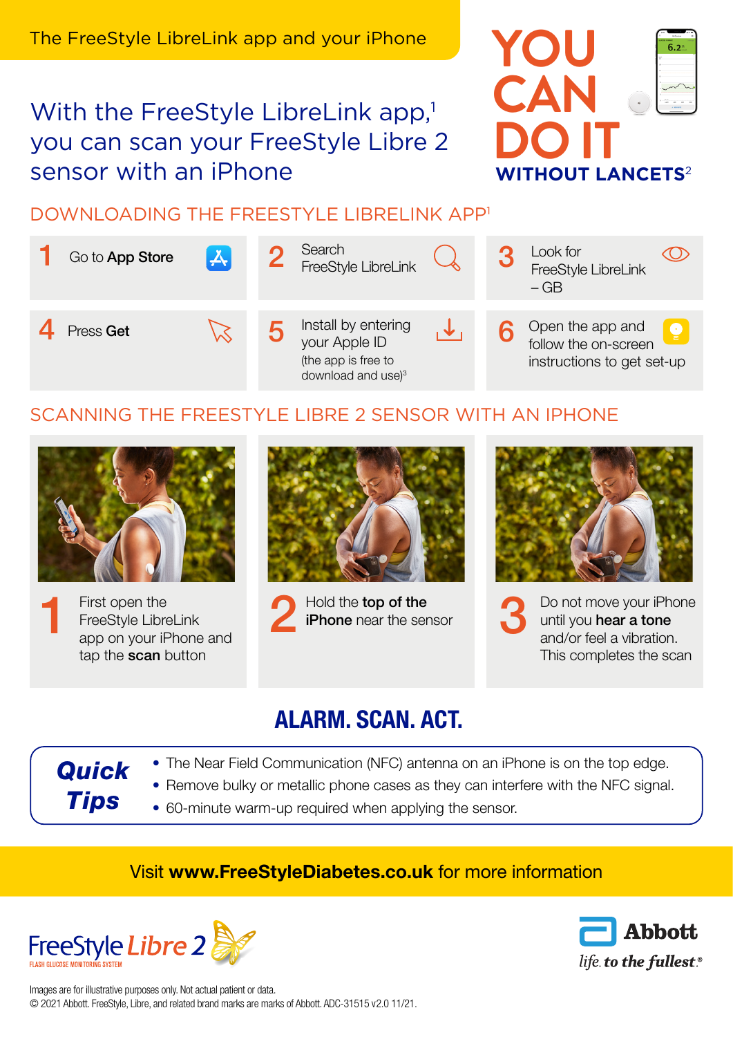The FreeStyle LibreLink app and your iPhone

# With the FreeStyle LibreLink app,[1] you can scan your FreeStyle Libre 2 sensor with an iPhone

**YOU CAN DO IT**
**WITHOUT LANCETS**[2]

## DOWNLOADING THE FREESTYLE LIBRELINK APP[1]

1. Go to **App Store**
2. Search FreeStyle LibreLink
3. Look for FreeStyle LibreLink – GB
4. Press **Get**
5. Install by entering your Apple ID (the app is free to download and use)[3]
6. Open the app and follow the on-screen instructions to get set-up

## SCANNING THE FREESTYLE LIBRE 2 SENSOR WITH AN IPHONE

1. First open the FreeStyle LibreLink app on your iPhone and tap the **scan** button
2. Hold the **top of the iPhone** near the sensor
3. Do not move your iPhone until you **hear a tone** and/or feel a vibration. This completes the scan

## ALARM. SCAN. ACT.

***Quick Tips***

- The Near Field Communication (NFC) antenna on an iPhone is on the top edge.
- Remove bulky or metallic phone cases as they can interfere with the NFC signal.
- 60-minute warm-up required when applying the sensor.

Visit **www.FreeStyleDiabetes.co.uk** for more information

FreeStyle Libre 2
FLASH GLUCOSE MONITORING SYSTEM

Abbott
*life. to the fullest.*®

Images are for illustrative purposes only. Not actual patient or data.
© 2021 Abbott. FreeStyle, Libre, and related brand marks are marks of Abbott. ADC-31515 v2.0 11/21.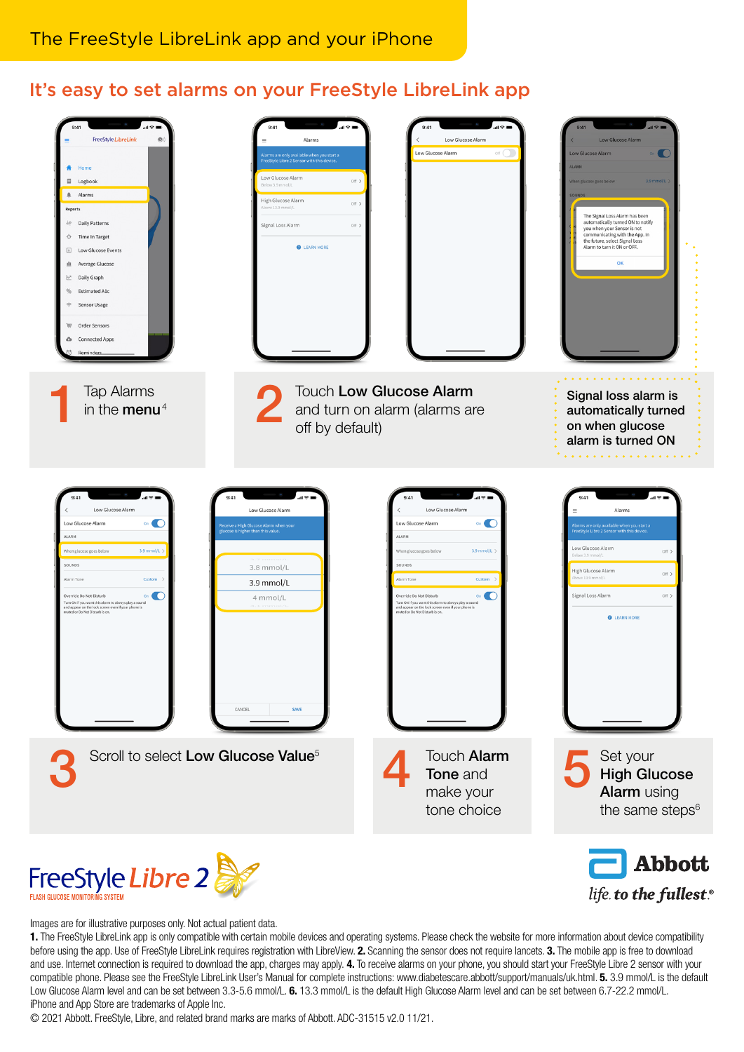# The FreeStyle LibreLink app and your iPhone

## It's easy to set alarms on your FreeStyle LibreLink app

**1** Tap Alarms in the **menu**[4]

**2** Touch **Low Glucose Alarm** and turn on alarm (alarms are off by default)

**Signal loss alarm is automatically turned on when glucose alarm is turned ON**

**3** Scroll to select **Low Glucose Value**[5]

**4** Touch **Alarm Tone** and make your tone choice

**5** Set your **High Glucose Alarm** using the same steps[6]

FreeStyle Libre 2
FLASH GLUCOSE MONITORING SYSTEM

Abbott
*life. to the fullest.*®

Images are for illustrative purposes only. Not actual patient data.

**1.** The FreeStyle LibreLink app is only compatible with certain mobile devices and operating systems. Please check the website for more information about device compatibility before using the app. Use of FreeStyle LibreLink requires registration with LibreView. **2.** Scanning the sensor does not require lancets. **3.** The mobile app is free to download and use. Internet connection is required to download the app, charges may apply. **4.** To receive alarms on your phone, you should start your FreeStyle Libre 2 sensor with your compatible phone. Please see the FreeStyle LibreLink User's Manual for complete instructions: www.diabetescare.abbott/support/manuals/uk.html. **5.** 3.9 mmol/L is the default Low Glucose Alarm level and can be set between 3.3-5.6 mmol/L. **6.** 13.3 mmol/L is the default High Glucose Alarm level and can be set between 6.7-22.2 mmol/L. iPhone and App Store are trademarks of Apple Inc.

© 2021 Abbott. FreeStyle, Libre, and related brand marks are marks of Abbott. ADC-31515 v2.0 11/21.